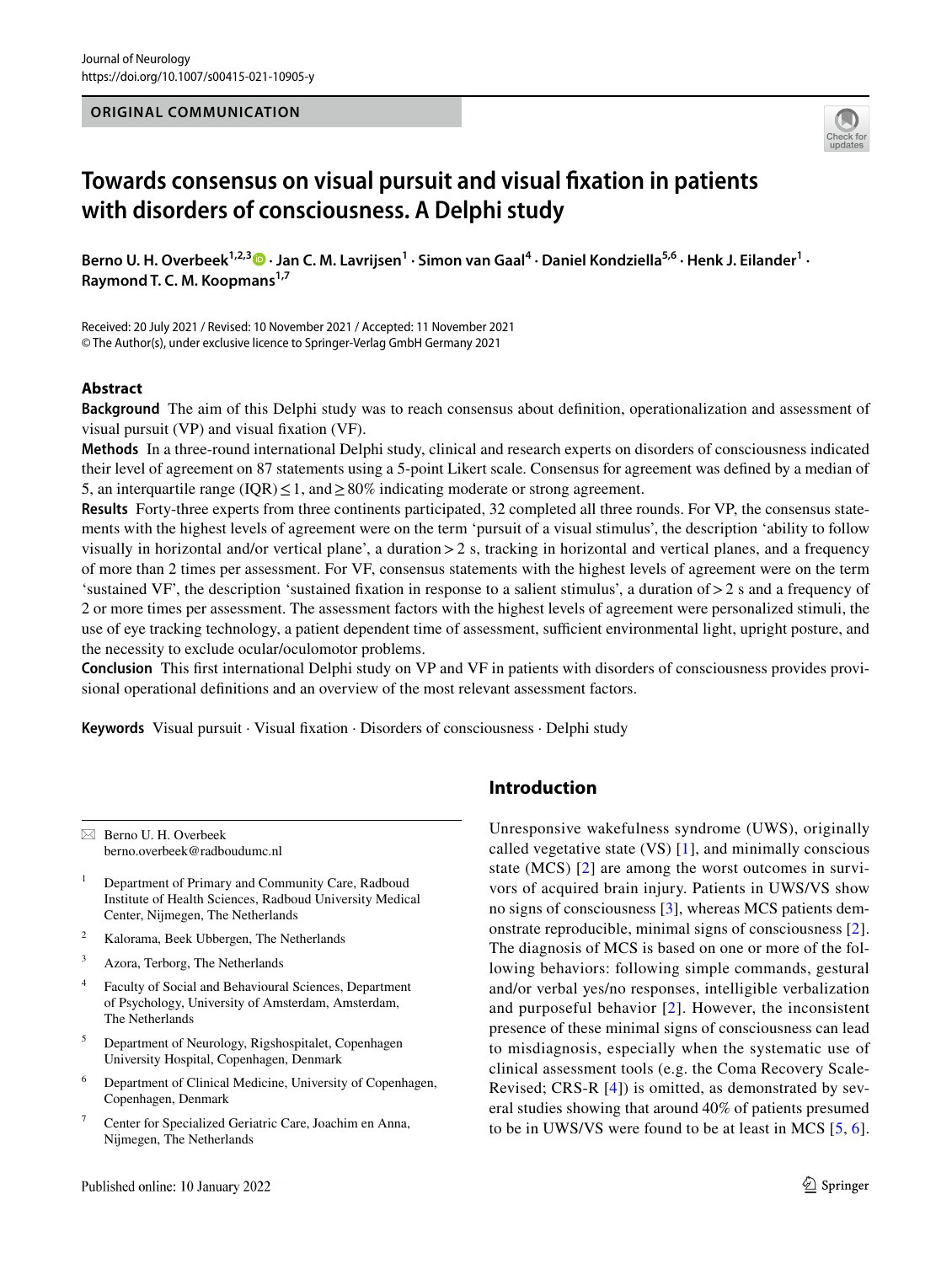ORIGINAL COMMUNICATION

# Towards consensus on visual pursuit and visual fixation in patients with disorders of consciousness. A Delphi study

**Berno U. H. Overbeek**[1,2,3] · **Jan C. M. Lavrijsen**[1] · **Simon van Gaal**[4] · **Daniel Kondziella**[5,6] · **Henk J. Eilander**[1] · **Raymond T. C. M. Koopmans**[1,7]

Received: 20 July 2021 / Revised: 10 November 2021 / Accepted: 11 November 2021
© The Author(s), under exclusive licence to Springer-Verlag GmbH Germany 2021

## Abstract

**Background** The aim of this Delphi study was to reach consensus about definition, operationalization and assessment of visual pursuit (VP) and visual fixation (VF).

**Methods** In a three-round international Delphi study, clinical and research experts on disorders of consciousness indicated their level of agreement on 87 statements using a 5-point Likert scale. Consensus for agreement was defined by a median of 5, an interquartile range (IQR) ≤ 1, and ≥ 80% indicating moderate or strong agreement.

**Results** Forty-three experts from three continents participated, 32 completed all three rounds. For VP, the consensus statements with the highest levels of agreement were on the term 'pursuit of a visual stimulus', the description 'ability to follow visually in horizontal and/or vertical plane', a duration > 2 s, tracking in horizontal and vertical planes, and a frequency of more than 2 times per assessment. For VF, consensus statements with the highest levels of agreement were on the term 'sustained VF', the description 'sustained fixation in response to a salient stimulus', a duration of > 2 s and a frequency of 2 or more times per assessment. The assessment factors with the highest levels of agreement were personalized stimuli, the use of eye tracking technology, a patient dependent time of assessment, sufficient environmental light, upright posture, and the necessity to exclude ocular/oculomotor problems.

**Conclusion** This first international Delphi study on VP and VF in patients with disorders of consciousness provides provisional operational definitions and an overview of the most relevant assessment factors.

**Keywords** Visual pursuit · Visual fixation · Disorders of consciousness · Delphi study

## Introduction

Unresponsive wakefulness syndrome (UWS), originally called vegetative state (VS) [1], and minimally conscious state (MCS) [2] are among the worst outcomes in survivors of acquired brain injury. Patients in UWS/VS show no signs of consciousness [3], whereas MCS patients demonstrate reproducible, minimal signs of consciousness [2]. The diagnosis of MCS is based on one or more of the following behaviors: following simple commands, gestural and/or verbal yes/no responses, intelligible verbalization and purposeful behavior [2]. However, the inconsistent presence of these minimal signs of consciousness can lead to misdiagnosis, especially when the systematic use of clinical assessment tools (e.g. the Coma Recovery Scale-Revised; CRS-R [4]) is omitted, as demonstrated by several studies showing that around 40% of patients presumed to be in UWS/VS were found to be at least in MCS [5, 6].

---

✉ Berno U. H. Overbeek
berno.overbeek@radboudumc.nl

1 Department of Primary and Community Care, Radboud Institute of Health Sciences, Radboud University Medical Center, Nijmegen, The Netherlands

2 Kalorama, Beek Ubbergen, The Netherlands

3 Azora, Terborg, The Netherlands

4 Faculty of Social and Behavioural Sciences, Department of Psychology, University of Amsterdam, Amsterdam, The Netherlands

5 Department of Neurology, Rigshospitalet, Copenhagen University Hospital, Copenhagen, Denmark

6 Department of Clinical Medicine, University of Copenhagen, Copenhagen, Denmark

7 Center for Specialized Geriatric Care, Joachim en Anna, Nijmegen, The Netherlands

Published online: 10 January 2022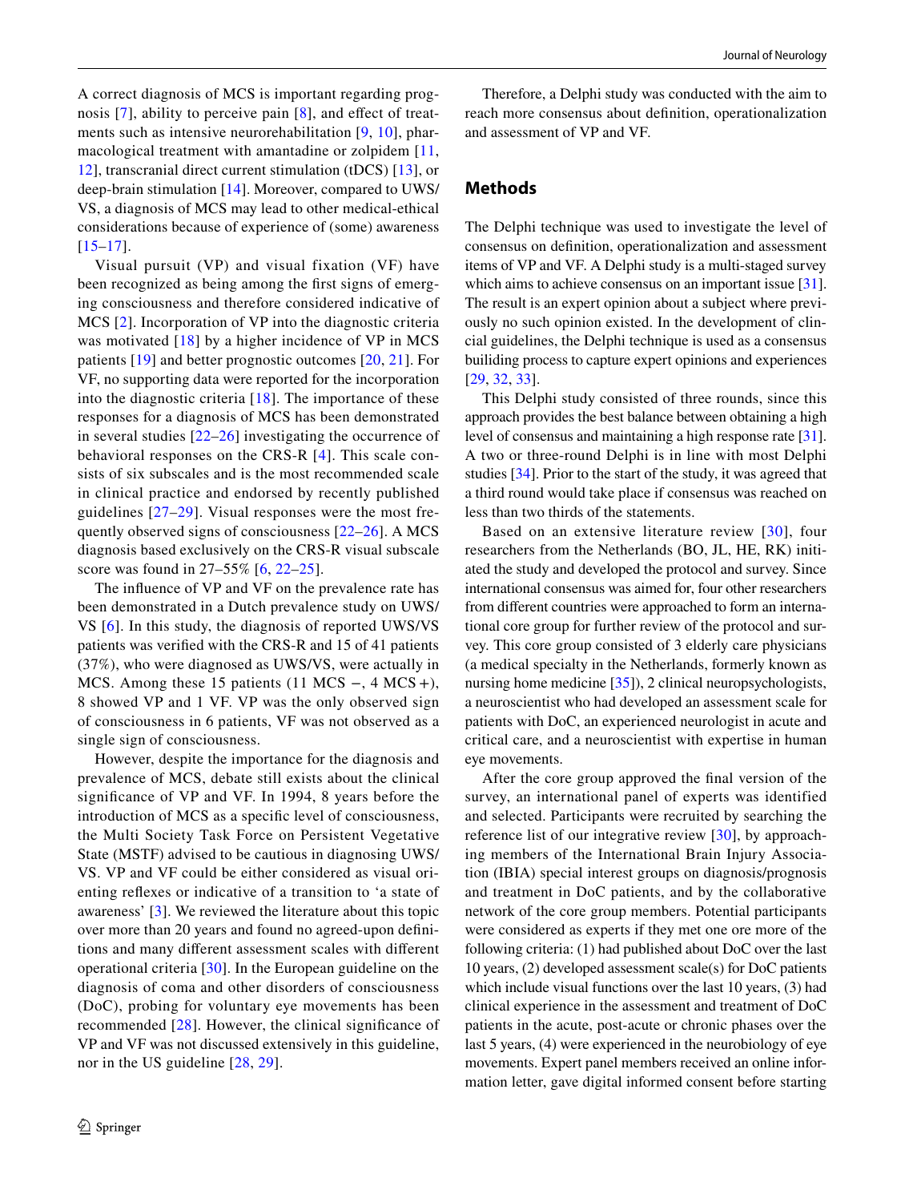A correct diagnosis of MCS is important regarding prognosis [7], ability to perceive pain [8], and effect of treatments such as intensive neurorehabilitation [9, 10], pharmacological treatment with amantadine or zolpidem [11, 12], transcranial direct current stimulation (tDCS) [13], or deep-brain stimulation [14]. Moreover, compared to UWS/VS, a diagnosis of MCS may lead to other medical-ethical considerations because of experience of (some) awareness [15–17].

Visual pursuit (VP) and visual fixation (VF) have been recognized as being among the first signs of emerging consciousness and therefore considered indicative of MCS [2]. Incorporation of VP into the diagnostic criteria was motivated [18] by a higher incidence of VP in MCS patients [19] and better prognostic outcomes [20, 21]. For VF, no supporting data were reported for the incorporation into the diagnostic criteria [18]. The importance of these responses for a diagnosis of MCS has been demonstrated in several studies [22–26] investigating the occurrence of behavioral responses on the CRS-R [4]. This scale consists of six subscales and is the most recommended scale in clinical practice and endorsed by recently published guidelines [27–29]. Visual responses were the most frequently observed signs of consciousness [22–26]. A MCS diagnosis based exclusively on the CRS-R visual subscale score was found in 27–55% [6, 22–25].

The influence of VP and VF on the prevalence rate has been demonstrated in a Dutch prevalence study on UWS/VS [6]. In this study, the diagnosis of reported UWS/VS patients was verified with the CRS-R and 15 of 41 patients (37%), who were diagnosed as UWS/VS, were actually in MCS. Among these 15 patients (11 MCS −, 4 MCS +), 8 showed VP and 1 VF. VP was the only observed sign of consciousness in 6 patients, VF was not observed as a single sign of consciousness.

However, despite the importance for the diagnosis and prevalence of MCS, debate still exists about the clinical significance of VP and VF. In 1994, 8 years before the introduction of MCS as a specific level of consciousness, the Multi Society Task Force on Persistent Vegetative State (MSTF) advised to be cautious in diagnosing UWS/VS. VP and VF could be either considered as visual orienting reflexes or indicative of a transition to 'a state of awareness' [3]. We reviewed the literature about this topic over more than 20 years and found no agreed-upon definitions and many different assessment scales with different operational criteria [30]. In the European guideline on the diagnosis of coma and other disorders of consciousness (DoC), probing for voluntary eye movements has been recommended [28]. However, the clinical significance of VP and VF was not discussed extensively in this guideline, nor in the US guideline [28, 29].

Therefore, a Delphi study was conducted with the aim to reach more consensus about definition, operationalization and assessment of VP and VF.

## Methods

The Delphi technique was used to investigate the level of consensus on definition, operationalization and assessment items of VP and VF. A Delphi study is a multi-staged survey which aims to achieve consensus on an important issue [31]. The result is an expert opinion about a subject where previously no such opinion existed. In the development of clincial guidelines, the Delphi technique is used as a consensus builiding process to capture expert opinions and experiences [29, 32, 33].

This Delphi study consisted of three rounds, since this approach provides the best balance between obtaining a high level of consensus and maintaining a high response rate [31]. A two or three-round Delphi is in line with most Delphi studies [34]. Prior to the start of the study, it was agreed that a third round would take place if consensus was reached on less than two thirds of the statements.

Based on an extensive literature review [30], four researchers from the Netherlands (BO, JL, HE, RK) initiated the study and developed the protocol and survey. Since international consensus was aimed for, four other researchers from different countries were approached to form an international core group for further review of the protocol and survey. This core group consisted of 3 elderly care physicians (a medical specialty in the Netherlands, formerly known as nursing home medicine [35]), 2 clinical neuropsychologists, a neuroscientist who had developed an assessment scale for patients with DoC, an experienced neurologist in acute and critical care, and a neuroscientist with expertise in human eye movements.

After the core group approved the final version of the survey, an international panel of experts was identified and selected. Participants were recruited by searching the reference list of our integrative review [30], by approaching members of the International Brain Injury Association (IBIA) special interest groups on diagnosis/prognosis and treatment in DoC patients, and by the collaborative network of the core group members. Potential participants were considered as experts if they met one ore more of the following criteria: (1) had published about DoC over the last 10 years, (2) developed assessment scale(s) for DoC patients which include visual functions over the last 10 years, (3) had clinical experience in the assessment and treatment of DoC patients in the acute, post-acute or chronic phases over the last 5 years, (4) were experienced in the neurobiology of eye movements. Expert panel members received an online information letter, gave digital informed consent before starting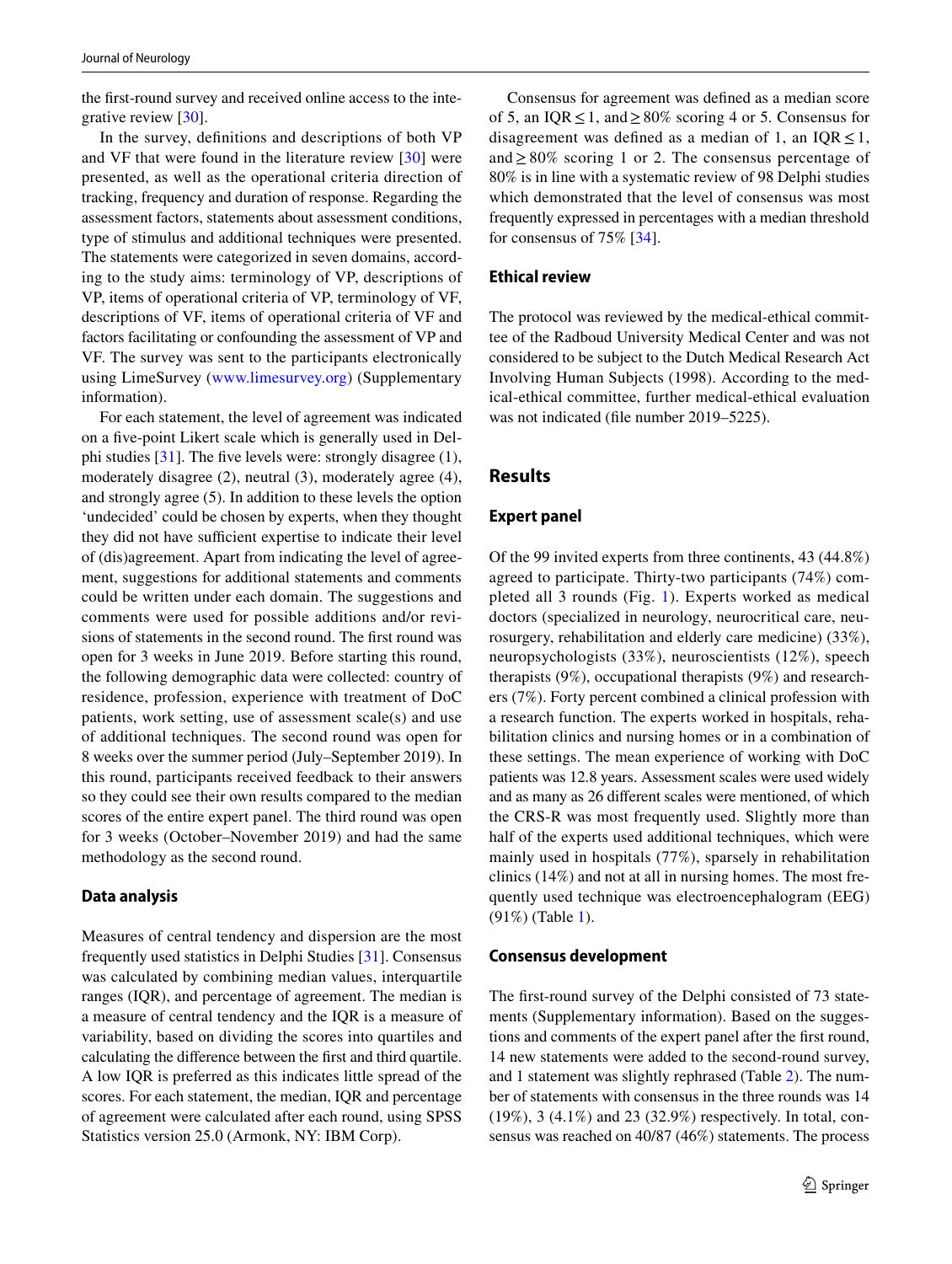the first-round survey and received online access to the integrative review [30].

In the survey, definitions and descriptions of both VP and VF that were found in the literature review [30] were presented, as well as the operational criteria direction of tracking, frequency and duration of response. Regarding the assessment factors, statements about assessment conditions, type of stimulus and additional techniques were presented. The statements were categorized in seven domains, according to the study aims: terminology of VP, descriptions of VP, items of operational criteria of VP, terminology of VF, descriptions of VF, items of operational criteria of VF and factors facilitating or confounding the assessment of VP and VF. The survey was sent to the participants electronically using LimeSurvey (www.limesurvey.org) (Supplementary information).

For each statement, the level of agreement was indicated on a five-point Likert scale which is generally used in Delphi studies [31]. The five levels were: strongly disagree (1), moderately disagree (2), neutral (3), moderately agree (4), and strongly agree (5). In addition to these levels the option 'undecided' could be chosen by experts, when they thought they did not have sufficient expertise to indicate their level of (dis)agreement. Apart from indicating the level of agreement, suggestions for additional statements and comments could be written under each domain. The suggestions and comments were used for possible additions and/or revisions of statements in the second round. The first round was open for 3 weeks in June 2019. Before starting this round, the following demographic data were collected: country of residence, profession, experience with treatment of DoC patients, work setting, use of assessment scale(s) and use of additional techniques. The second round was open for 8 weeks over the summer period (July–September 2019). In this round, participants received feedback to their answers so they could see their own results compared to the median scores of the entire expert panel. The third round was open for 3 weeks (October–November 2019) and had the same methodology as the second round.

### Data analysis

Measures of central tendency and dispersion are the most frequently used statistics in Delphi Studies [31]. Consensus was calculated by combining median values, interquartile ranges (IQR), and percentage of agreement. The median is a measure of central tendency and the IQR is a measure of variability, based on dividing the scores into quartiles and calculating the difference between the first and third quartile. A low IQR is preferred as this indicates little spread of the scores. For each statement, the median, IQR and percentage of agreement were calculated after each round, using SPSS Statistics version 25.0 (Armonk, NY: IBM Corp).

Consensus for agreement was defined as a median score of 5, an IQR $\leq 1$, and $\geq 80\%$ scoring 4 or 5. Consensus for disagreement was defined as a median of 1, an IQR $\leq 1$, and $\geq 80\%$ scoring 1 or 2. The consensus percentage of 80% is in line with a systematic review of 98 Delphi studies which demonstrated that the level of consensus was most frequently expressed in percentages with a median threshold for consensus of 75% [34].

### Ethical review

The protocol was reviewed by the medical-ethical committee of the Radboud University Medical Center and was not considered to be subject to the Dutch Medical Research Act Involving Human Subjects (1998). According to the medical-ethical committee, further medical-ethical evaluation was not indicated (file number 2019–5225).

## Results

### Expert panel

Of the 99 invited experts from three continents, 43 (44.8%) agreed to participate. Thirty-two participants (74%) completed all 3 rounds (Fig. 1). Experts worked as medical doctors (specialized in neurology, neurocritical care, neurosurgery, rehabilitation and elderly care medicine) (33%), neuropsychologists (33%), neuroscientists (12%), speech therapists (9%), occupational therapists (9%) and researchers (7%). Forty percent combined a clinical profession with a research function. The experts worked in hospitals, rehabilitation clinics and nursing homes or in a combination of these settings. The mean experience of working with DoC patients was 12.8 years. Assessment scales were used widely and as many as 26 different scales were mentioned, of which the CRS-R was most frequently used. Slightly more than half of the experts used additional techniques, which were mainly used in hospitals (77%), sparsely in rehabilitation clinics (14%) and not at all in nursing homes. The most frequently used technique was electroencephalogram (EEG) (91%) (Table 1).

### Consensus development

The first-round survey of the Delphi consisted of 73 statements (Supplementary information). Based on the suggestions and comments of the expert panel after the first round, 14 new statements were added to the second-round survey, and 1 statement was slightly rephrased (Table 2). The number of statements with consensus in the three rounds was 14 (19%), 3 (4.1%) and 23 (32.9%) respectively. In total, consensus was reached on 40/87 (46%) statements. The process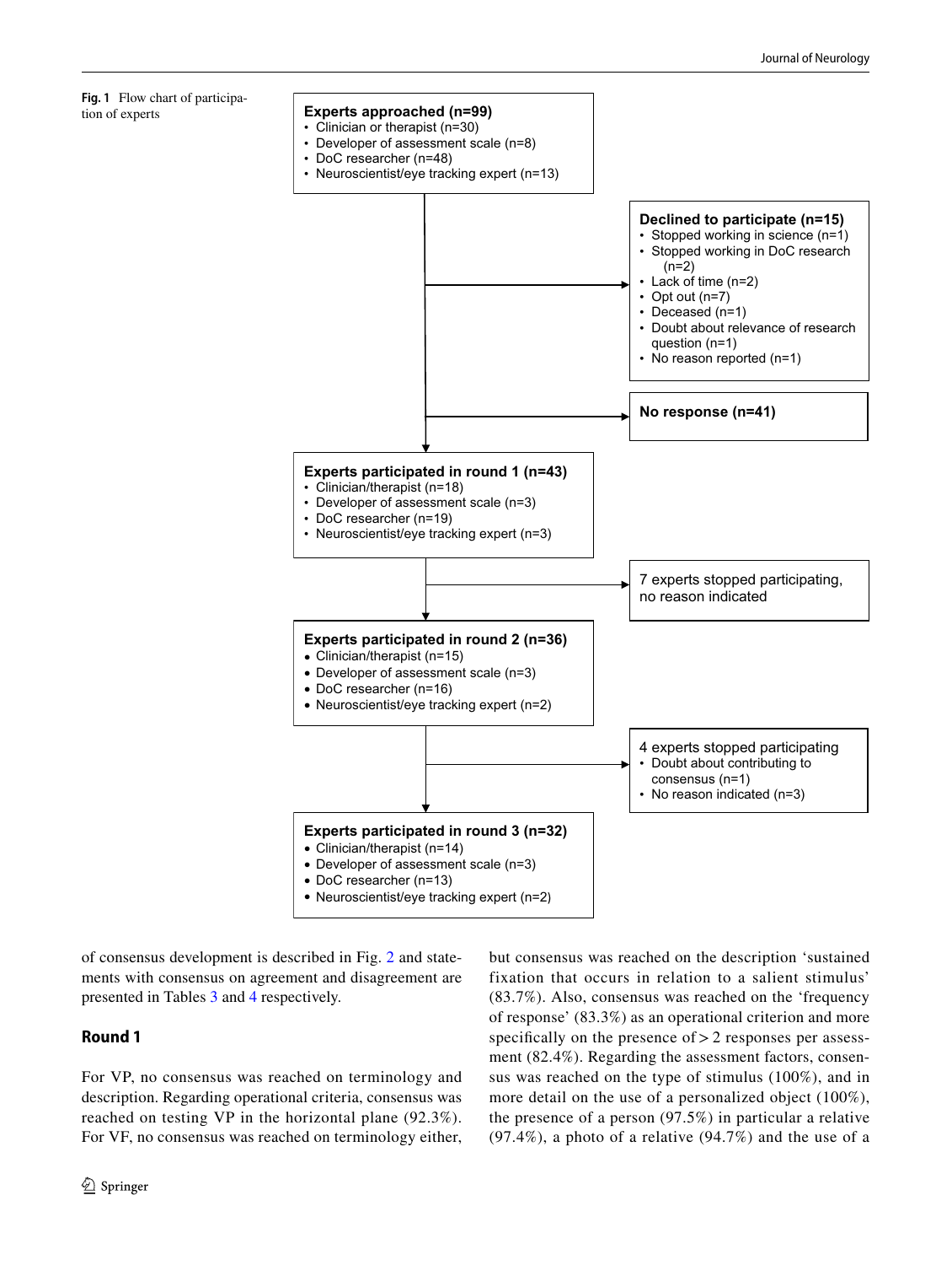**Fig. 1** Flow chart of participation of experts

**Experts approached (n=99)**
- Clinician or therapist (n=30)
- Developer of assessment scale (n=8)
- DoC researcher (n=48)
- Neuroscientist/eye tracking expert (n=13)

**Declined to participate (n=15)**
- Stopped working in science (n=1)
- Stopped working in DoC research (n=2)
- Lack of time (n=2)
- Opt out (n=7)
- Deceased (n=1)
- Doubt about relevance of research question (n=1)
- No reason reported (n=1)

**No response (n=41)**

**Experts participated in round 1 (n=43)**
- Clinician/therapist (n=18)
- Developer of assessment scale (n=3)
- DoC researcher (n=19)
- Neuroscientist/eye tracking expert (n=3)

7 experts stopped participating, no reason indicated

**Experts participated in round 2 (n=36)**
- Clinician/therapist (n=15)
- Developer of assessment scale (n=3)
- DoC researcher (n=16)
- Neuroscientist/eye tracking expert (n=2)

4 experts stopped participating
- Doubt about contributing to consensus (n=1)
- No reason indicated (n=3)

**Experts participated in round 3 (n=32)**
- Clinician/therapist (n=14)
- Developer of assessment scale (n=3)
- DoC researcher (n=13)
- Neuroscientist/eye tracking expert (n=2)

of consensus development is described in Fig. 2 and statements with consensus on agreement and disagreement are presented in Tables 3 and 4 respectively.

## Round 1

For VP, no consensus was reached on terminology and description. Regarding operational criteria, consensus was reached on testing VP in the horizontal plane (92.3%). For VF, no consensus was reached on terminology either, but consensus was reached on the description 'sustained fixation that occurs in relation to a salient stimulus' (83.7%). Also, consensus was reached on the 'frequency of response' (83.3%) as an operational criterion and more specifically on the presence of > 2 responses per assessment (82.4%). Regarding the assessment factors, consensus was reached on the type of stimulus (100%), and in more detail on the use of a personalized object (100%), the presence of a person (97.5%) in particular a relative (97.4%), a photo of a relative (94.7%) and the use of a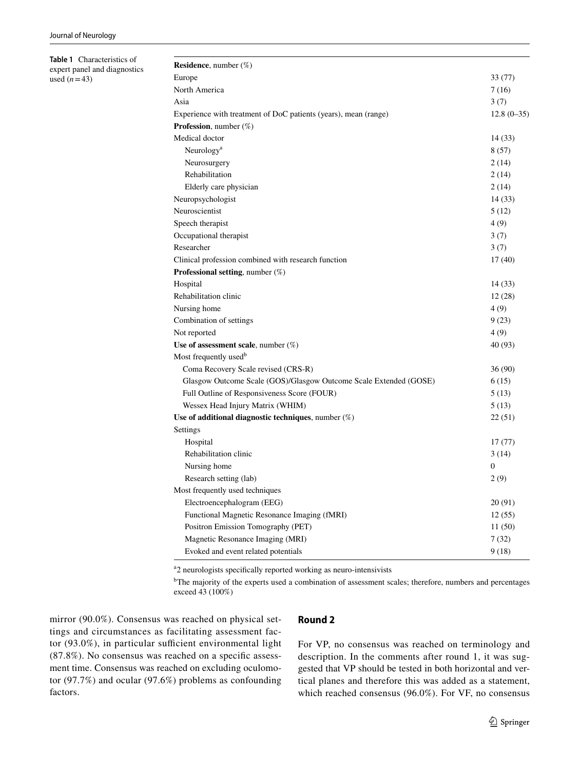**Table 1** Characteristics of expert panel and diagnostics used ($n = 43$)

| | |
|---|---|
| **Residence**, number (%) | |
| Europe | 33 (77) |
| North America | 7 (16) |
| Asia | 3 (7) |
| Experience with treatment of DoC patients (years), mean (range) | 12.8 (0–35) |
| **Profession**, number (%) | |
| Medical doctor | 14 (33) |
| Neurology[a] | 8 (57) |
| Neurosurgery | 2 (14) |
| Rehabilitation | 2 (14) |
| Elderly care physician | 2 (14) |
| Neuropsychologist | 14 (33) |
| Neuroscientist | 5 (12) |
| Speech therapist | 4 (9) |
| Occupational therapist | 3 (7) |
| Researcher | 3 (7) |
| Clinical profession combined with research function | 17 (40) |
| **Professional setting**, number (%) | |
| Hospital | 14 (33) |
| Rehabilitation clinic | 12 (28) |
| Nursing home | 4 (9) |
| Combination of settings | 9 (23) |
| Not reported | 4 (9) |
| **Use of assessment scale**, number (%) | 40 (93) |
| Most frequently used[b] | |
| Coma Recovery Scale revised (CRS-R) | 36 (90) |
| Glasgow Outcome Scale (GOS)/Glasgow Outcome Scale Extended (GOSE) | 6 (15) |
| Full Outline of Responsiveness Score (FOUR) | 5 (13) |
| Wessex Head Injury Matrix (WHIM) | 5 (13) |
| **Use of additional diagnostic techniques**, number (%) | 22 (51) |
| Settings | |
| Hospital | 17 (77) |
| Rehabilitation clinic | 3 (14) |
| Nursing home | 0 |
| Research setting (lab) | 2 (9) |
| Most frequently used techniques | |
| Electroencephalogram (EEG) | 20 (91) |
| Functional Magnetic Resonance Imaging (fMRI) | 12 (55) |
| Positron Emission Tomography (PET) | 11 (50) |
| Magnetic Resonance Imaging (MRI) | 7 (32) |
| Evoked and event related potentials | 9 (18) |

[a] 2 neurologists specifically reported working as neuro-intensivists

[b] The majority of the experts used a combination of assessment scales; therefore, numbers and percentages exceed 43 (100%)

mirror (90.0%). Consensus was reached on physical settings and circumstances as facilitating assessment factor (93.0%), in particular sufficient environmental light (87.8%). No consensus was reached on a specific assessment time. Consensus was reached on excluding oculomotor (97.7%) and ocular (97.6%) problems as confounding factors.

## Round 2

For VP, no consensus was reached on terminology and description. In the comments after round 1, it was suggested that VP should be tested in both horizontal and vertical planes and therefore this was added as a statement, which reached consensus (96.0%). For VF, no consensus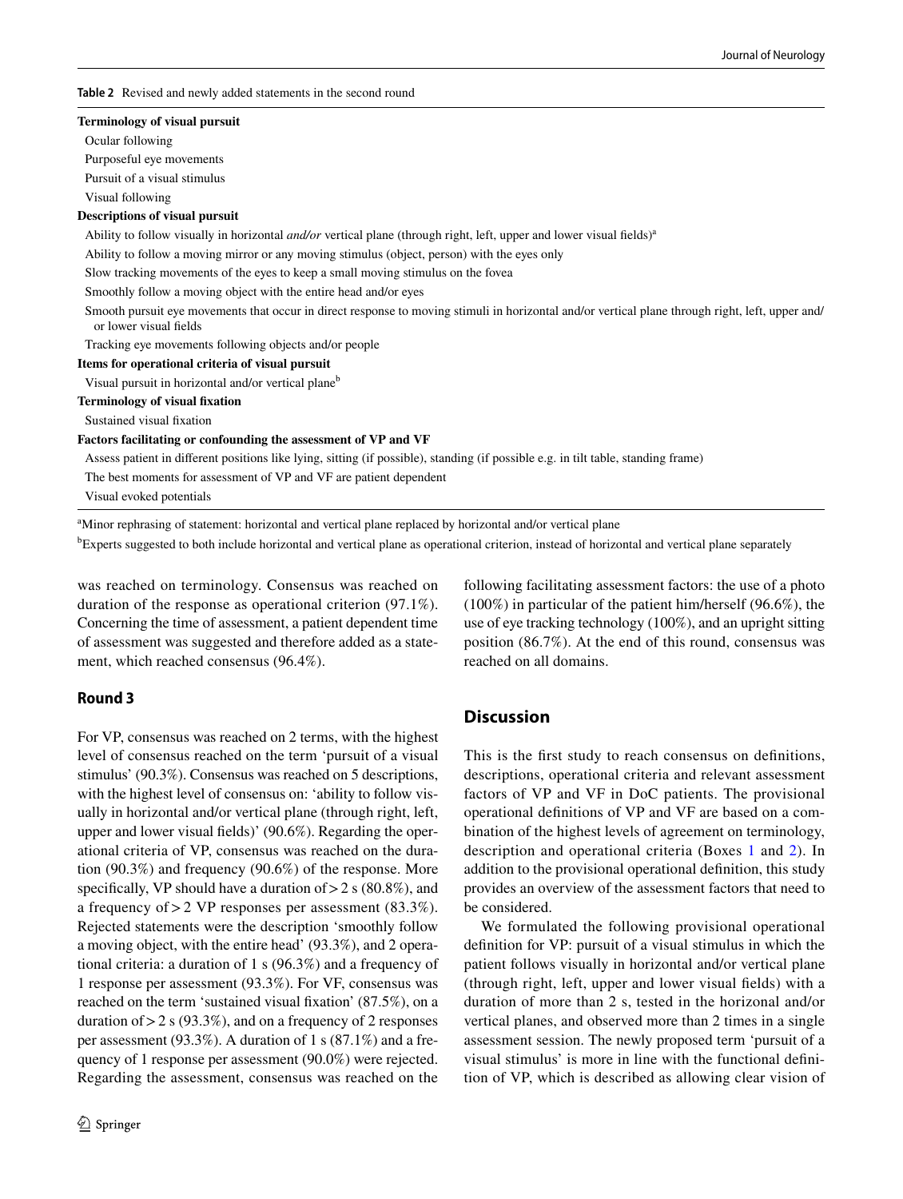**Table 2** Revised and newly added statements in the second round

| |
|---|
| **Terminology of visual pursuit** |
| Ocular following |
| Purposeful eye movements |
| Pursuit of a visual stimulus |
| Visual following |
| **Descriptions of visual pursuit** |
| Ability to follow visually in horizontal *and/or* vertical plane (through right, left, upper and lower visual fields)[a] |
| Ability to follow a moving mirror or any moving stimulus (object, person) with the eyes only |
| Slow tracking movements of the eyes to keep a small moving stimulus on the fovea |
| Smoothly follow a moving object with the entire head and/or eyes |
| Smooth pursuit eye movements that occur in direct response to moving stimuli in horizontal and/or vertical plane through right, left, upper and/or lower visual fields |
| Tracking eye movements following objects and/or people |
| **Items for operational criteria of visual pursuit** |
| Visual pursuit in horizontal and/or vertical plane[b] |
| **Terminology of visual fixation** |
| Sustained visual fixation |
| **Factors facilitating or confounding the assessment of VP and VF** |
| Assess patient in different positions like lying, sitting (if possible), standing (if possible e.g. in tilt table, standing frame) |
| The best moments for assessment of VP and VF are patient dependent |
| Visual evoked potentials |

[a]Minor rephrasing of statement: horizontal and vertical plane replaced by horizontal and/or vertical plane

[b]Experts suggested to both include horizontal and vertical plane as operational criterion, instead of horizontal and vertical plane separately

was reached on terminology. Consensus was reached on duration of the response as operational criterion (97.1%). Concerning the time of assessment, a patient dependent time of assessment was suggested and therefore added as a statement, which reached consensus (96.4%).

### Round 3

For VP, consensus was reached on 2 terms, with the highest level of consensus reached on the term 'pursuit of a visual stimulus' (90.3%). Consensus was reached on 5 descriptions, with the highest level of consensus on: 'ability to follow visually in horizontal and/or vertical plane (through right, left, upper and lower visual fields)' (90.6%). Regarding the operational criteria of VP, consensus was reached on the duration (90.3%) and frequency (90.6%) of the response. More specifically, VP should have a duration of > 2 s (80.8%), and a frequency of > 2 VP responses per assessment (83.3%). Rejected statements were the description 'smoothly follow a moving object, with the entire head' (93.3%), and 2 operational criteria: a duration of 1 s (96.3%) and a frequency of 1 response per assessment (93.3%). For VF, consensus was reached on the term 'sustained visual fixation' (87.5%), on a duration of > 2 s (93.3%), and on a frequency of 2 responses per assessment (93.3%). A duration of 1 s (87.1%) and a frequency of 1 response per assessment (90.0%) were rejected. Regarding the assessment, consensus was reached on the following facilitating assessment factors: the use of a photo (100%) in particular of the patient him/herself (96.6%), the use of eye tracking technology (100%), and an upright sitting position (86.7%). At the end of this round, consensus was reached on all domains.

## Discussion

This is the first study to reach consensus on definitions, descriptions, operational criteria and relevant assessment factors of VP and VF in DoC patients. The provisional operational definitions of VP and VF are based on a combination of the highest levels of agreement on terminology, description and operational criteria (Boxes 1 and 2). In addition to the provisional operational definition, this study provides an overview of the assessment factors that need to be considered.

We formulated the following provisional operational definition for VP: pursuit of a visual stimulus in which the patient follows visually in horizontal and/or vertical plane (through right, left, upper and lower visual fields) with a duration of more than 2 s, tested in the horizonal and/or vertical planes, and observed more than 2 times in a single assessment session. The newly proposed term 'pursuit of a visual stimulus' is more in line with the functional definition of VP, which is described as allowing clear vision of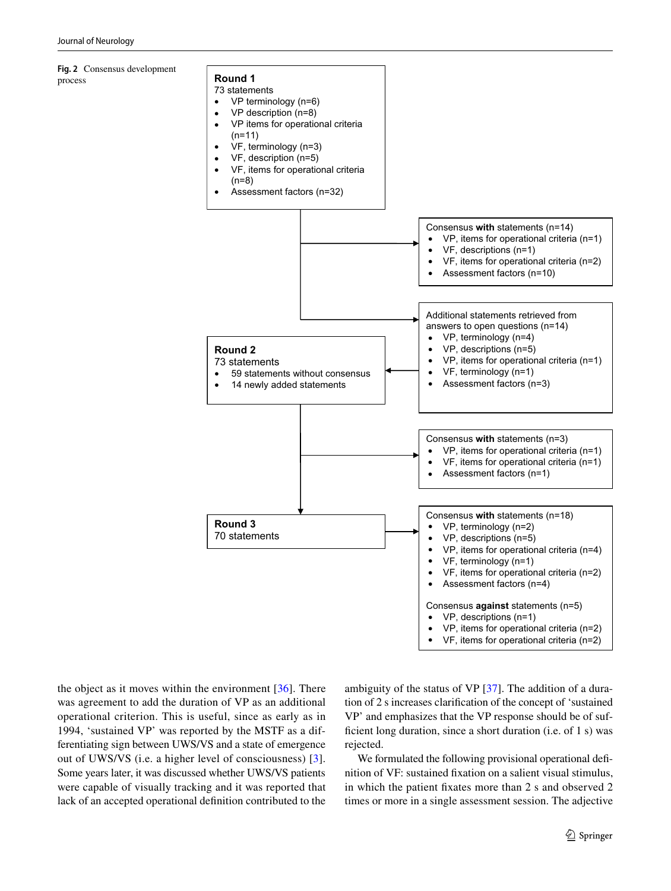**Fig. 2** Consensus development process

**Round 1**
73 statements
- VP terminology (n=6)
- VP description (n=8)
- VP items for operational criteria (n=11)
- VF, terminology (n=3)
- VF, description (n=5)
- VF, items for operational criteria (n=8)
- Assessment factors (n=32)

Consensus **with** statements (n=14)
- VP, items for operational criteria (n=1)
- VF, descriptions (n=1)
- VF, items for operational criteria (n=2)
- Assessment factors (n=10)

Additional statements retrieved from answers to open questions (n=14)
- VP, terminology (n=4)
- VP, descriptions (n=5)
- VP, items for operational criteria (n=1)
- VF, terminology (n=1)
- Assessment factors (n=3)

**Round 2**
73 statements
- 59 statements without consensus
- 14 newly added statements

Consensus **with** statements (n=3)
- VP, items for operational criteria (n=1)
- VF, items for operational criteria (n=1)
- Assessment factors (n=1)

**Round 3**
70 statements

Consensus **with** statements (n=18)
- VP, terminology (n=2)
- VP, descriptions (n=5)
- VP, items for operational criteria (n=4)
- VF, terminology (n=1)
- VF, items for operational criteria (n=2)
- Assessment factors (n=4)

Consensus **against** statements (n=5)
- VP, descriptions (n=1)
- VP, items for operational criteria (n=2)
- VF, items for operational criteria (n=2)

the object as it moves within the environment [36]. There was agreement to add the duration of VP as an additional operational criterion. This is useful, since as early as in 1994, 'sustained VP' was reported by the MSTF as a differentiating sign between UWS/VS and a state of emergence out of UWS/VS (i.e. a higher level of consciousness) [3]. Some years later, it was discussed whether UWS/VS patients were capable of visually tracking and it was reported that lack of an accepted operational definition contributed to the ambiguity of the status of VP [37]. The addition of a duration of 2 s increases clarification of the concept of 'sustained VP' and emphasizes that the VP response should be of sufficient long duration, since a short duration (i.e. of 1 s) was rejected.

We formulated the following provisional operational definition of VF: sustained fixation on a salient visual stimulus, in which the patient fixates more than 2 s and observed 2 times or more in a single assessment session. The adjective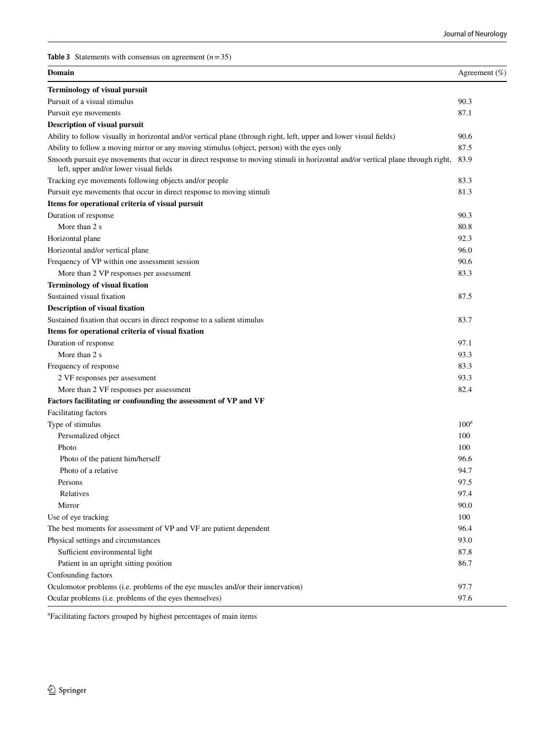**Table 3** Statements with consensus on agreement ($n = 35$)

| Domain | Agreement (%) |
|---|---|
| **Terminology of visual pursuit** | |
| Pursuit of a visual stimulus | 90.3 |
| Pursuit eye movements | 87.1 |
| **Description of visual pursuit** | |
| Ability to follow visually in horizontal and/or vertical plane (through right, left, upper and lower visual fields) | 90.6 |
| Ability to follow a moving mirror or any moving stimulus (object, person) with the eyes only | 87.5 |
| Smooth pursuit eye movements that occur in direct response to moving stimuli in horizontal and/or vertical plane through right, left, upper and/or lower visual fields | 83.9 |
| Tracking eye movements following objects and/or people | 83.3 |
| Pursuit eye movements that occur in direct response to moving stimuli | 81.3 |
| **Items for operational criteria of visual pursuit** | |
| Duration of response | 90.3 |
| More than 2 s | 80.8 |
| Horizontal plane | 92.3 |
| Horizontal and/or vertical plane | 96.0 |
| Frequency of VP within one assessment session | 90.6 |
| More than 2 VP responses per assessment | 83.3 |
| **Terminology of visual fixation** | |
| Sustained visual fixation | 87.5 |
| **Description of visual fixation** | |
| Sustained fixation that occurs in direct response to a salient stimulus | 83.7 |
| **Items for operational criteria of visual fixation** | |
| Duration of response | 97.1 |
| More than 2 s | 93.3 |
| Frequency of response | 83.3 |
| 2 VF responses per assessment | 93.3 |
| More than 2 VF responses per assessment | 82.4 |
| **Factors facilitating or confounding the assessment of VP and VF** | |
| Facilitating factors | |
| Type of stimulus | 100[a] |
| Personalized object | 100 |
| Photo | 100 |
| Photo of the patient him/herself | 96.6 |
| Photo of a relative | 94.7 |
| Persons | 97.5 |
| Relatives | 97.4 |
| Mirror | 90.0 |
| Use of eye tracking | 100 |
| The best moments for assessment of VP and VF are patient dependent | 96.4 |
| Physical settings and circumstances | 93.0 |
| Sufficient environmental light | 87.8 |
| Patient in an upright sitting position | 86.7 |
| Confounding factors | |
| Oculomotor problems (i.e. problems of the eye muscles and/or their innervation) | 97.7 |
| Ocular problems (i.e. problems of the eyes themselves) | 97.6 |

[a]Facilitating factors grouped by highest percentages of main items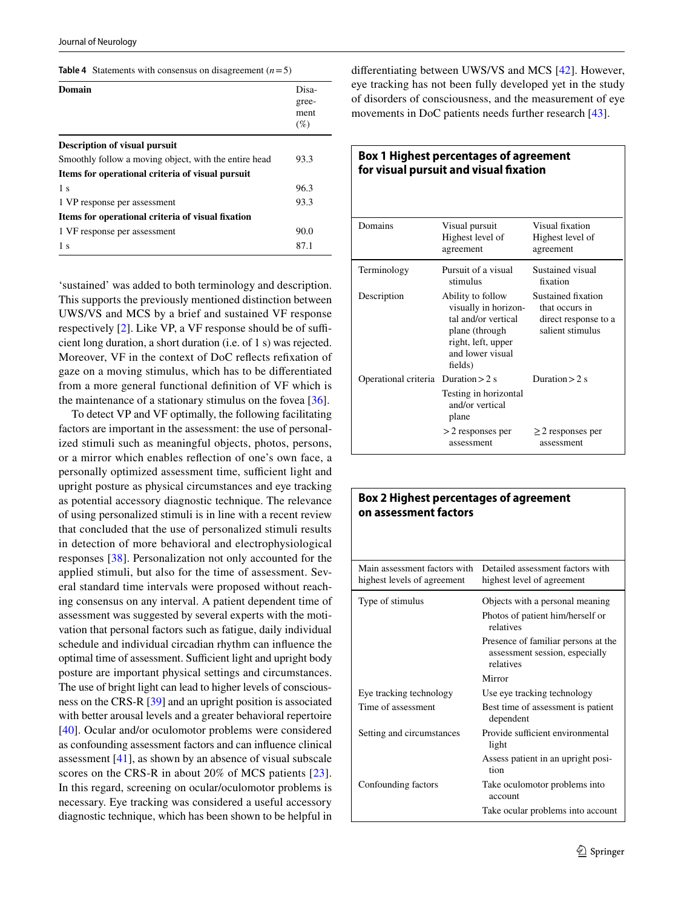**Table 4** Statements with consensus on disagreement ($n=5$)

| Domain | Disagreement (%) |
|---|---|
| **Description of visual pursuit** | |
| Smoothly follow a moving object, with the entire head | 93.3 |
| **Items for operational criteria of visual pursuit** | |
| 1 s | 96.3 |
| 1 VP response per assessment | 93.3 |
| **Items for operational criteria of visual fixation** | |
| 1 VF response per assessment | 90.0 |
| 1 s | 87.1 |

'sustained' was added to both terminology and description. This supports the previously mentioned distinction between UWS/VS and MCS by a brief and sustained VF response respectively [2]. Like VP, a VF response should be of sufficient long duration, a short duration (i.e. of 1 s) was rejected. Moreover, VF in the context of DoC reflects refixation of gaze on a moving stimulus, which has to be differentiated from a more general functional definition of VF which is the maintenance of a stationary stimulus on the fovea [36].

To detect VP and VF optimally, the following facilitating factors are important in the assessment: the use of personalized stimuli such as meaningful objects, photos, persons, or a mirror which enables reflection of one's own face, a personally optimized assessment time, sufficient light and upright posture as physical circumstances and eye tracking as potential accessory diagnostic technique. The relevance of using personalized stimuli is in line with a recent review that concluded that the use of personalized stimuli results in detection of more behavioral and electrophysiological responses [38]. Personalization not only accounted for the applied stimuli, but also for the time of assessment. Several standard time intervals were proposed without reaching consensus on any interval. A patient dependent time of assessment was suggested by several experts with the motivation that personal factors such as fatigue, daily individual schedule and individual circadian rhythm can influence the optimal time of assessment. Sufficient light and upright body posture are important physical settings and circumstances. The use of bright light can lead to higher levels of consciousness on the CRS-R [39] and an upright position is associated with better arousal levels and a greater behavioral repertoire [40]. Ocular and/or oculomotor problems were considered as confounding assessment factors and can influence clinical assessment [41], as shown by an absence of visual subscale scores on the CRS-R in about 20% of MCS patients [23]. In this regard, screening on ocular/oculomotor problems is necessary. Eye tracking was considered a useful accessory diagnostic technique, which has been shown to be helpful in differentiating between UWS/VS and MCS [42]. However, eye tracking has not been fully developed yet in the study of disorders of consciousness, and the measurement of eye movements in DoC patients needs further research [43].

**Box 1 Highest percentages of agreement for visual pursuit and visual fixation**

| Domains | Visual pursuit Highest level of agreement | Visual fixation Highest level of agreement |
|---|---|---|
| Terminology | Pursuit of a visual stimulus | Sustained visual fixation |
| Description | Ability to follow visually in horizontal and/or vertical plane (through right, left, upper and lower visual fields) | Sustained fixation that occurs in direct response to a salient stimulus |
| Operational criteria | Duration > 2 s | Duration > 2 s |
| | Testing in horizontal and/or vertical plane | |
| | > 2 responses per assessment | ≥ 2 responses per assessment |

**Box 2 Highest percentages of agreement on assessment factors**

| Main assessment factors with highest levels of agreement | Detailed assessment factors with highest level of agreement |
|---|---|
| Type of stimulus | Objects with a personal meaning |
| | Photos of patient him/herself or relatives |
| | Presence of familiar persons at the assessment session, especially relatives |
| | Mirror |
| Eye tracking technology | Use eye tracking technology |
| Time of assessment | Best time of assessment is patient dependent |
| Setting and circumstances | Provide sufficient environmental light |
| | Assess patient in an upright position |
| Confounding factors | Take oculomotor problems into account |
| | Take ocular problems into account |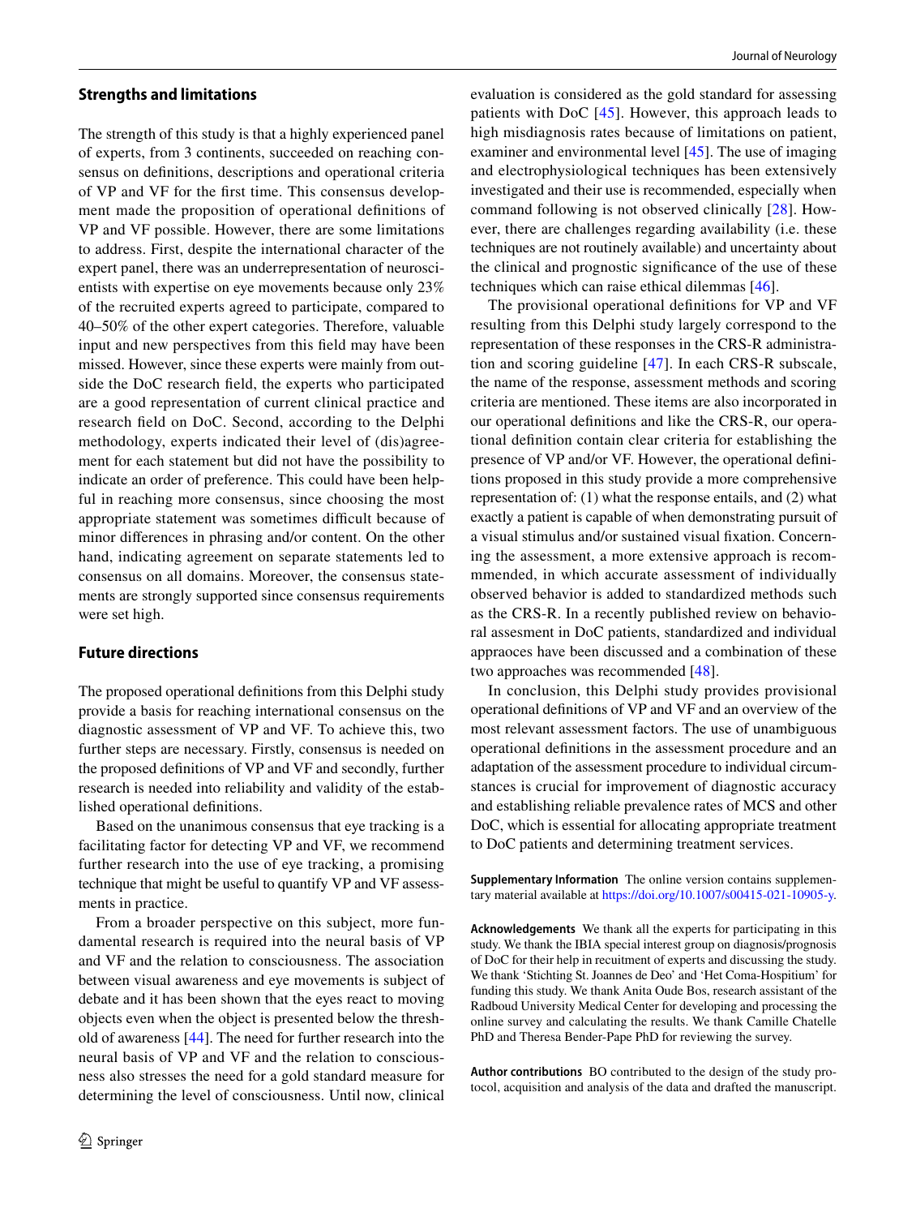### Strengths and limitations

The strength of this study is that a highly experienced panel of experts, from 3 continents, succeeded on reaching consensus on definitions, descriptions and operational criteria of VP and VF for the first time. This consensus development made the proposition of operational definitions of VP and VF possible. However, there are some limitations to address. First, despite the international character of the expert panel, there was an underrepresentation of neuroscientists with expertise on eye movements because only 23% of the recruited experts agreed to participate, compared to 40–50% of the other expert categories. Therefore, valuable input and new perspectives from this field may have been missed. However, since these experts were mainly from outside the DoC research field, the experts who participated are a good representation of current clinical practice and research field on DoC. Second, according to the Delphi methodology, experts indicated their level of (dis)agreement for each statement but did not have the possibility to indicate an order of preference. This could have been helpful in reaching more consensus, since choosing the most appropriate statement was sometimes difficult because of minor differences in phrasing and/or content. On the other hand, indicating agreement on separate statements led to consensus on all domains. Moreover, the consensus statements are strongly supported since consensus requirements were set high.

### Future directions

The proposed operational definitions from this Delphi study provide a basis for reaching international consensus on the diagnostic assessment of VP and VF. To achieve this, two further steps are necessary. Firstly, consensus is needed on the proposed definitions of VP and VF and secondly, further research is needed into reliability and validity of the established operational definitions.

Based on the unanimous consensus that eye tracking is a facilitating factor for detecting VP and VF, we recommend further research into the use of eye tracking, a promising technique that might be useful to quantify VP and VF assessments in practice.

From a broader perspective on this subject, more fundamental research is required into the neural basis of VP and VF and the relation to consciousness. The association between visual awareness and eye movements is subject of debate and it has been shown that the eyes react to moving objects even when the object is presented below the threshold of awareness [44]. The need for further research into the neural basis of VP and VF and the relation to consciousness also stresses the need for a gold standard measure for determining the level of consciousness. Until now, clinical evaluation is considered as the gold standard for assessing patients with DoC [45]. However, this approach leads to high misdiagnosis rates because of limitations on patient, examiner and environmental level [45]. The use of imaging and electrophysiological techniques has been extensively investigated and their use is recommended, especially when command following is not observed clinically [28]. However, there are challenges regarding availability (i.e. these techniques are not routinely available) and uncertainty about the clinical and prognostic significance of the use of these techniques which can raise ethical dilemmas [46].

The provisional operational definitions for VP and VF resulting from this Delphi study largely correspond to the representation of these responses in the CRS-R administration and scoring guideline [47]. In each CRS-R subscale, the name of the response, assessment methods and scoring criteria are mentioned. These items are also incorporated in our operational definitions and like the CRS-R, our operational definition contain clear criteria for establishing the presence of VP and/or VF. However, the operational definitions proposed in this study provide a more comprehensive representation of: (1) what the response entails, and (2) what exactly a patient is capable of when demonstrating pursuit of a visual stimulus and/or sustained visual fixation. Concerning the assessment, a more extensive approach is recommended, in which accurate assessment of individually observed behavior is added to standardized methods such as the CRS-R. In a recently published review on behavioral assesment in DoC patients, standardized and individual appraoces have been discussed and a combination of these two approaches was recommended [48].

In conclusion, this Delphi study provides provisional operational definitions of VP and VF and an overview of the most relevant assessment factors. The use of unambiguous operational definitions in the assessment procedure and an adaptation of the assessment procedure to individual circumstances is crucial for improvement of diagnostic accuracy and establishing reliable prevalence rates of MCS and other DoC, which is essential for allocating appropriate treatment to DoC patients and determining treatment services.

**Supplementary Information** The online version contains supplementary material available at https://doi.org/10.1007/s00415-021-10905-y.

**Acknowledgements** We thank all the experts for participating in this study. We thank the IBIA special interest group on diagnosis/prognosis of DoC for their help in recruitment of experts and discussing the study. We thank 'Stichting St. Joannes de Deo' and 'Het Coma-Hospitium' for funding this study. We thank Anita Oude Bos, research assistant of the Radboud University Medical Center for developing and processing the online survey and calculating the results. We thank Camille Chatelle PhD and Theresa Bender-Pape PhD for reviewing the survey.

**Author contributions** BO contributed to the design of the study protocol, acquisition and analysis of the data and drafted the manuscript.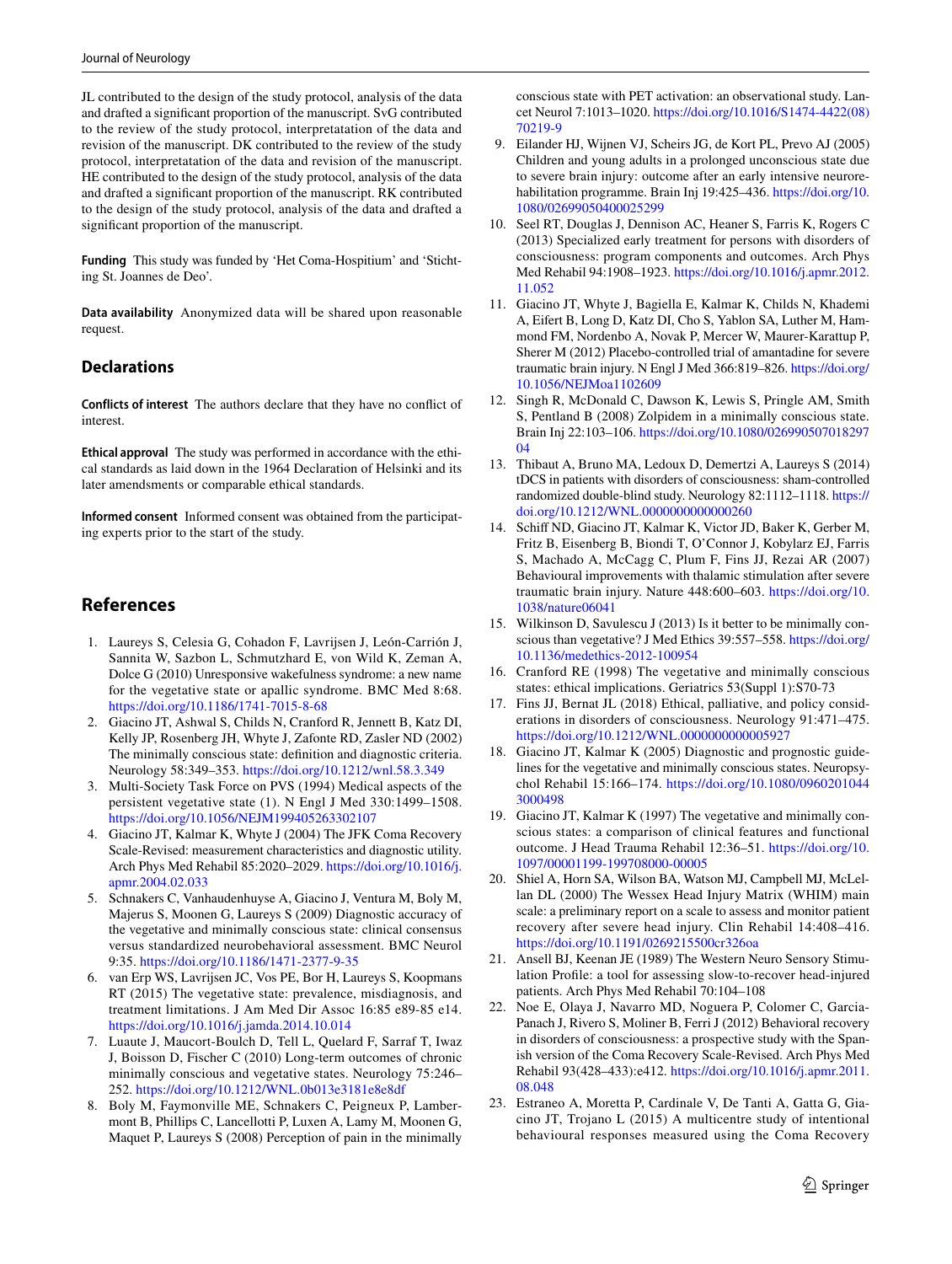JL contributed to the design of the study protocol, analysis of the data and drafted a significant proportion of the manuscript. SvG contributed to the review of the study protocol, interpretatation of the data and revision of the manuscript. DK contributed to the review of the study protocol, interpretatation of the data and revision of the manuscript. HE contributed to the design of the study protocol, analysis of the data and drafted a significant proportion of the manuscript. RK contributed to the design of the study protocol, analysis of the data and drafted a significant proportion of the manuscript.

**Funding** This study was funded by 'Het Coma-Hospitium' and 'Stichting St. Joannes de Deo'.

**Data availability** Anonymized data will be shared upon reasonable request.

## Declarations

**Conflicts of interest** The authors declare that they have no conflict of interest.

**Ethical approval** The study was performed in accordance with the ethical standards as laid down in the 1964 Declaration of Helsinki and its later amendsments or comparable ethical standards.

**Informed consent** Informed consent was obtained from the participating experts prior to the start of the study.

## References

1. Laureys S, Celesia G, Cohadon F, Lavrijsen J, León-Carrión J, Sannita W, Sazbon L, Schmutzhard E, von Wild K, Zeman A, Dolce G (2010) Unresponsive wakefulness syndrome: a new name for the vegetative state or apallic syndrome. BMC Med 8:68. https://doi.org/10.1186/1741-7015-8-68
2. Giacino JT, Ashwal S, Childs N, Cranford R, Jennett B, Katz DI, Kelly JP, Rosenberg JH, Whyte J, Zafonte RD, Zasler ND (2002) The minimally conscious state: definition and diagnostic criteria. Neurology 58:349–353. https://doi.org/10.1212/wnl.58.3.349
3. Multi-Society Task Force on PVS (1994) Medical aspects of the persistent vegetative state (1). N Engl J Med 330:1499–1508. https://doi.org/10.1056/NEJM199405263302107
4. Giacino JT, Kalmar K, Whyte J (2004) The JFK Coma Recovery Scale-Revised: measurement characteristics and diagnostic utility. Arch Phys Med Rehabil 85:2020–2029. https://doi.org/10.1016/j.apmr.2004.02.033
5. Schnakers C, Vanhaudenhuyse A, Giacino J, Ventura M, Boly M, Majerus S, Moonen G, Laureys S (2009) Diagnostic accuracy of the vegetative and minimally conscious state: clinical consensus versus standardized neurobehavioral assessment. BMC Neurol 9:35. https://doi.org/10.1186/1471-2377-9-35
6. van Erp WS, Lavrijsen JC, Vos PE, Bor H, Laureys S, Koopmans RT (2015) The vegetative state: prevalence, misdiagnosis, and treatment limitations. J Am Med Dir Assoc 16:85 e89-85 e14. https://doi.org/10.1016/j.jamda.2014.10.014
7. Luaute J, Maucort-Boulch D, Tell L, Quelard F, Sarraf T, Iwaz J, Boisson D, Fischer C (2010) Long-term outcomes of chronic minimally conscious and vegetative states. Neurology 75:246–252. https://doi.org/10.1212/WNL.0b013e3181e8e8df
8. Boly M, Faymonville ME, Schnakers C, Peigneux P, Lambermont B, Phillips C, Lancellotti P, Luxen A, Lamy M, Moonen G, Maquet P, Laureys S (2008) Perception of pain in the minimally conscious state with PET activation: an observational study. Lancet Neurol 7:1013–1020. https://doi.org/10.1016/S1474-4422(08)70219-9
9. Eilander HJ, Wijnen VJ, Scheirs JG, de Kort PL, Prevo AJ (2005) Children and young adults in a prolonged unconscious state due to severe brain injury: outcome after an early intensive neurorehabilitation programme. Brain Inj 19:425–436. https://doi.org/10.1080/02699050400025299
10. Seel RT, Douglas J, Dennison AC, Heaner S, Farris K, Rogers C (2013) Specialized early treatment for persons with disorders of consciousness: program components and outcomes. Arch Phys Med Rehabil 94:1908–1923. https://doi.org/10.1016/j.apmr.2012.11.052
11. Giacino JT, Whyte J, Bagiella E, Kalmar K, Childs N, Khademi A, Eifert B, Long D, Katz DI, Cho S, Yablon SA, Luther M, Hammond FM, Nordenbo A, Novak P, Mercer W, Maurer-Karattup P, Sherer M (2012) Placebo-controlled trial of amantadine for severe traumatic brain injury. N Engl J Med 366:819–826. https://doi.org/10.1056/NEJMoa1102609
12. Singh R, McDonald C, Dawson K, Lewis S, Pringle AM, Smith S, Pentland B (2008) Zolpidem in a minimally conscious state. Brain Inj 22:103–106. https://doi.org/10.1080/02699050701829704
13. Thibaut A, Bruno MA, Ledoux D, Demertzi A, Laureys S (2014) tDCS in patients with disorders of consciousness: sham-controlled randomized double-blind study. Neurology 82:1112–1118. https://doi.org/10.1212/WNL.0000000000000260
14. Schiff ND, Giacino JT, Kalmar K, Victor JD, Baker K, Gerber M, Fritz B, Eisenberg B, Biondi T, O'Connor J, Kobylarz EJ, Farris S, Machado A, McCagg C, Plum F, Fins JJ, Rezai AR (2007) Behavioural improvements with thalamic stimulation after severe traumatic brain injury. Nature 448:600–603. https://doi.org/10.1038/nature06041
15. Wilkinson D, Savulescu J (2013) Is it better to be minimally conscious than vegetative? J Med Ethics 39:557–558. https://doi.org/10.1136/medethics-2012-100954
16. Cranford RE (1998) The vegetative and minimally conscious states: ethical implications. Geriatrics 53(Suppl 1):S70-73
17. Fins JJ, Bernat JL (2018) Ethical, palliative, and policy considerations in disorders of consciousness. Neurology 91:471–475. https://doi.org/10.1212/WNL.0000000000005927
18. Giacino JT, Kalmar K (2005) Diagnostic and prognostic guidelines for the vegetative and minimally conscious states. Neuropsychol Rehabil 15:166–174. https://doi.org/10.1080/09602010443000498
19. Giacino JT, Kalmar K (1997) The vegetative and minimally conscious states: a comparison of clinical features and functional outcome. J Head Trauma Rehabil 12:36–51. https://doi.org/10.1097/00001199-199708000-00005
20. Shiel A, Horn SA, Wilson BA, Watson MJ, Campbell MJ, McLellan DL (2000) The Wessex Head Injury Matrix (WHIM) main scale: a preliminary report on a scale to assess and monitor patient recovery after severe head injury. Clin Rehabil 14:408–416. https://doi.org/10.1191/0269215500cr326oa
21. Ansell BJ, Keenan JE (1989) The Western Neuro Sensory Stimulation Profile: a tool for assessing slow-to-recover head-injured patients. Arch Phys Med Rehabil 70:104–108
22. Noe E, Olaya J, Navarro MD, Noguera P, Colomer C, Garcia-Panach J, Rivero S, Moliner B, Ferri J (2012) Behavioral recovery in disorders of consciousness: a prospective study with the Spanish version of the Coma Recovery Scale-Revised. Arch Phys Med Rehabil 93(428–433):e412. https://doi.org/10.1016/j.apmr.2011.08.048
23. Estraneo A, Moretta P, Cardinale V, De Tanti A, Gatta G, Giacino JT, Trojano L (2015) A multicentre study of intentional behavioural responses measured using the Coma Recovery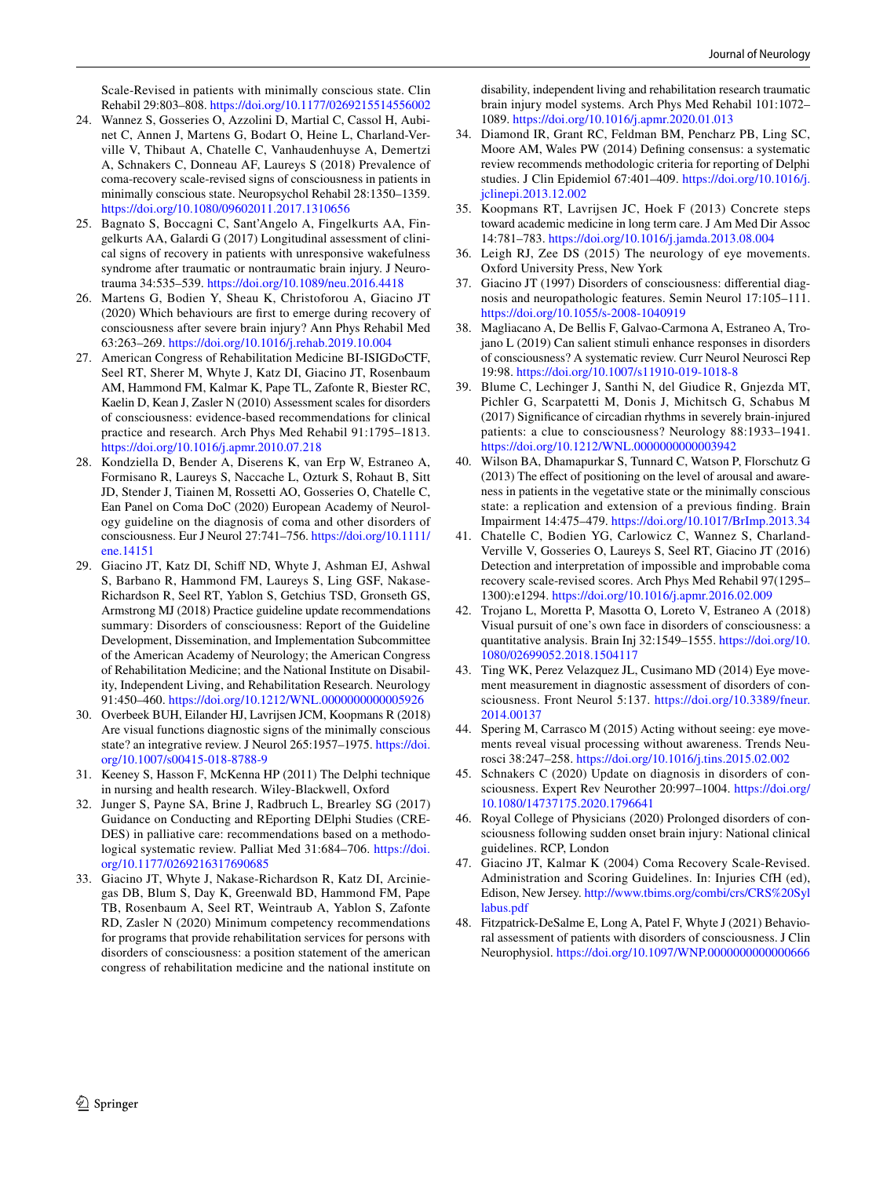Scale-Revised in patients with minimally conscious state. Clin Rehabil 29:803–808. https://doi.org/10.1177/0269215514556002

24. Wannez S, Gosseries O, Azzolini D, Martial C, Cassol H, Aubinet C, Annen J, Martens G, Bodart O, Heine L, Charland-Verville V, Thibaut A, Chatelle C, Vanhaudenhuyse A, Demertzi A, Schnakers C, Donneau AF, Laureys S (2018) Prevalence of coma-recovery scale-revised signs of consciousness in patients in minimally conscious state. Neuropsychol Rehabil 28:1350–1359. https://doi.org/10.1080/09602011.2017.1310656
25. Bagnato S, Boccagni C, Sant'Angelo A, Fingelkurts AA, Fingelkurts AA, Galardi G (2017) Longitudinal assessment of clinical signs of recovery in patients with unresponsive wakefulness syndrome after traumatic or nontraumatic brain injury. J Neurotrauma 34:535–539. https://doi.org/10.1089/neu.2016.4418
26. Martens G, Bodien Y, Sheau K, Christoforou A, Giacino JT (2020) Which behaviours are first to emerge during recovery of consciousness after severe brain injury? Ann Phys Rehabil Med 63:263–269. https://doi.org/10.1016/j.rehab.2019.10.004
27. American Congress of Rehabilitation Medicine BI-ISIGDoCTF, Seel RT, Sherer M, Whyte J, Katz DI, Giacino JT, Rosenbaum AM, Hammond FM, Kalmar K, Pape TL, Zafonte R, Biester RC, Kaelin D, Kean J, Zasler N (2010) Assessment scales for disorders of consciousness: evidence-based recommendations for clinical practice and research. Arch Phys Med Rehabil 91:1795–1813. https://doi.org/10.1016/j.apmr.2010.07.218
28. Kondziella D, Bender A, Diserens K, van Erp W, Estraneo A, Formisano R, Laureys S, Naccache L, Ozturk S, Rohaut B, Sitt JD, Stender J, Tiainen M, Rossetti AO, Gosseries O, Chatelle C, Ean Panel on Coma DoC (2020) European Academy of Neurology guideline on the diagnosis of coma and other disorders of consciousness. Eur J Neurol 27:741–756. https://doi.org/10.1111/ene.14151
29. Giacino JT, Katz DI, Schiff ND, Whyte J, Ashman EJ, Ashwal S, Barbano R, Hammond FM, Laureys S, Ling GSF, Nakase-Richardson R, Seel RT, Yablon S, Getchius TSD, Gronseth GS, Armstrong MJ (2018) Practice guideline update recommendations summary: Disorders of consciousness: Report of the Guideline Development, Dissemination, and Implementation Subcommittee of the American Academy of Neurology; the American Congress of Rehabilitation Medicine; and the National Institute on Disability, Independent Living, and Rehabilitation Research. Neurology 91:450–460. https://doi.org/10.1212/WNL.0000000000005926
30. Overbeek BUH, Eilander HJ, Lavrijsen JCM, Koopmans R (2018) Are visual functions diagnostic signs of the minimally conscious state? an integrative review. J Neurol 265:1957–1975. https://doi.org/10.1007/s00415-018-8788-9
31. Keeney S, Hasson F, McKenna HP (2011) The Delphi technique in nursing and health research. Wiley-Blackwell, Oxford
32. Junger S, Payne SA, Brine J, Radbruch L, Brearley SG (2017) Guidance on Conducting and REporting DElphi Studies (CREDES) in palliative care: recommendations based on a methodological systematic review. Palliat Med 31:684–706. https://doi.org/10.1177/0269216317690685
33. Giacino JT, Whyte J, Nakase-Richardson R, Katz DI, Arciniegas DB, Blum S, Day K, Greenwald BD, Hammond FM, Pape TB, Rosenbaum A, Seel RT, Weintraub A, Yablon S, Zafonte RD, Zasler N (2020) Minimum competency recommendations for programs that provide rehabilitation services for persons with disorders of consciousness: a position statement of the american congress of rehabilitation medicine and the national institute on disability, independent living and rehabilitation research traumatic brain injury model systems. Arch Phys Med Rehabil 101:1072–1089. https://doi.org/10.1016/j.apmr.2020.01.013
34. Diamond IR, Grant RC, Feldman BM, Pencharz PB, Ling SC, Moore AM, Wales PW (2014) Defining consensus: a systematic review recommends methodologic criteria for reporting of Delphi studies. J Clin Epidemiol 67:401–409. https://doi.org/10.1016/j.jclinepi.2013.12.002
35. Koopmans RT, Lavrijsen JC, Hoek F (2013) Concrete steps toward academic medicine in long term care. J Am Med Dir Assoc 14:781–783. https://doi.org/10.1016/j.jamda.2013.08.004
36. Leigh RJ, Zee DS (2015) The neurology of eye movements. Oxford University Press, New York
37. Giacino JT (1997) Disorders of consciousness: differential diagnosis and neuropathologic features. Semin Neurol 17:105–111. https://doi.org/10.1055/s-2008-1040919
38. Magliacano A, De Bellis F, Galvao-Carmona A, Estraneo A, Trojano L (2019) Can salient stimuli enhance responses in disorders of consciousness? A systematic review. Curr Neurol Neurosci Rep 19:98. https://doi.org/10.1007/s11910-019-1018-8
39. Blume C, Lechinger J, Santhi N, del Giudice R, Gnjezda MT, Pichler G, Scarpatetti M, Donis J, Michitsch G, Schabus M (2017) Significance of circadian rhythms in severely brain-injured patients: a clue to consciousness? Neurology 88:1933–1941. https://doi.org/10.1212/WNL.0000000000003942
40. Wilson BA, Dhamapurkar S, Tunnard C, Watson P, Florschutz G (2013) The effect of positioning on the level of arousal and awareness in patients in the vegetative state or the minimally conscious state: a replication and extension of a previous finding. Brain Impairment 14:475–479. https://doi.org/10.1017/BrImp.2013.34
41. Chatelle C, Bodien YG, Carlowicz C, Wannez S, Charland-Verville V, Gosseries O, Laureys S, Seel RT, Giacino JT (2016) Detection and interpretation of impossible and improbable coma recovery scale-revised scores. Arch Phys Med Rehabil 97(1295–1300):e1294. https://doi.org/10.1016/j.apmr.2016.02.009
42. Trojano L, Moretta P, Masotta O, Loreto V, Estraneo A (2018) Visual pursuit of one's own face in disorders of consciousness: a quantitative analysis. Brain Inj 32:1549–1555. https://doi.org/10.1080/02699052.2018.1504117
43. Ting WK, Perez Velazquez JL, Cusimano MD (2014) Eye movement measurement in diagnostic assessment of disorders of consciousness. Front Neurol 5:137. https://doi.org/10.3389/fneur.2014.00137
44. Spering M, Carrasco M (2015) Acting without seeing: eye movements reveal visual processing without awareness. Trends Neurosci 38:247–258. https://doi.org/10.1016/j.tins.2015.02.002
45. Schnakers C (2020) Update on diagnosis in disorders of consciousness. Expert Rev Neurother 20:997–1004. https://doi.org/10.1080/14737175.2020.1796641
46. Royal College of Physicians (2020) Prolonged disorders of consciousness following sudden onset brain injury: National clinical guidelines. RCP, London
47. Giacino JT, Kalmar K (2004) Coma Recovery Scale-Revised. Administration and Scoring Guidelines. In: Injuries CfH (ed), Edison, New Jersey. http://www.tbims.org/combi/crs/CRS%20Syllabus.pdf
48. Fitzpatrick-DeSalme E, Long A, Patel F, Whyte J (2021) Behavioral assessment of patients with disorders of consciousness. J Clin Neurophysiol. https://doi.org/10.1097/WNP.0000000000000666